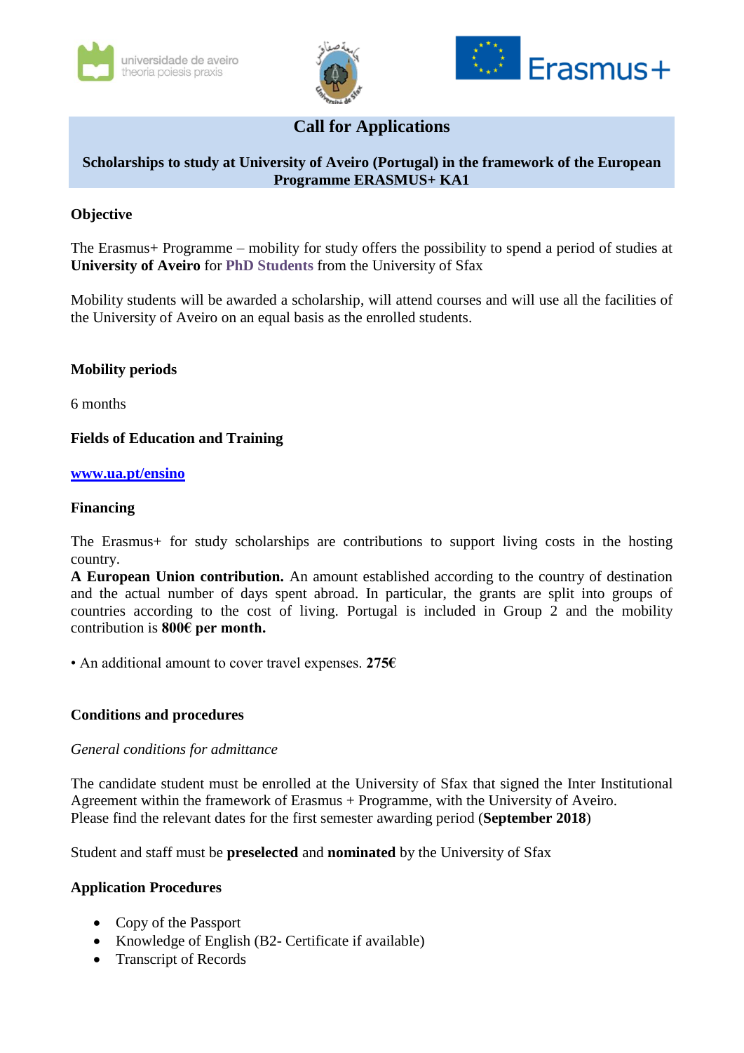# Call for Applications

## Scholarships to study at University of Aveiro (Portugal) in the framework of the European Programme ERASMUS+ KA1

### Objective

The Erasmus+ Programme – mobility for study offers the possibility to spend a period of studies at **University of Aveiro** for **PhD Students** from the University of Sfax

Mobility students will be awarded a scholarship, will attend courses and will use all the facilities of the University of Aveiro on an equal basis as the enrolled students.

### Mobility periods

6 months

### Fields of Education and Training

[www.ua.pt/ensino](http://www.ua.pt/ensino)

### Financing

The Erasmus+ for study scholarships are contributions to support living costs in the hosting country.
**A European Union contribution.** An amount established according to the country of destination and the actual number of days spent abroad. In particular, the grants are split into groups of countries according to the cost of living. Portugal is included in Group 2 and the mobility contribution is **800€ per month.**

• An additional amount to cover travel expenses. **275€**

### Conditions and procedures

*General conditions for admittance*

The candidate student must be enrolled at the University of Sfax that signed the Inter Institutional Agreement within the framework of Erasmus + Programme, with the University of Aveiro.
Please find the relevant dates for the first semester awarding period (**September 2018**)

Student and staff must be **preselected** and **nominated** by the University of Sfax

### Application Procedures

- Copy of the Passport
- Knowledge of English (B2- Certificate if available)
- Transcript of Records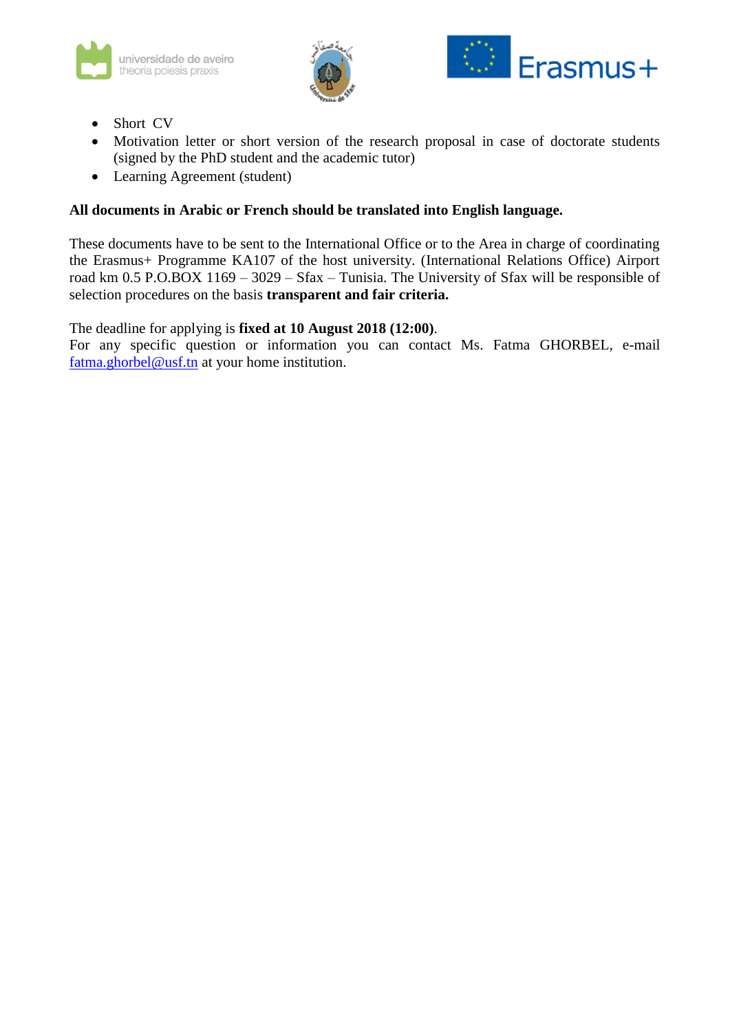- Short CV
- Motivation letter or short version of the research proposal in case of doctorate students (signed by the PhD student and the academic tutor)
- Learning Agreement (student)

**All documents in Arabic or French should be translated into English language.**

These documents have to be sent to the International Office or to the Area in charge of coordinating the Erasmus+ Programme KA107 of the host university. (International Relations Office) Airport road km 0.5 P.O.BOX 1169 – 3029 – Sfax – Tunisia. The University of Sfax will be responsible of selection procedures on the basis **transparent and fair criteria.**

The deadline for applying is **fixed at 10 August 2018 (12:00)**.
For any specific question or information you can contact Ms. Fatma GHORBEL, e-mail fatma.ghorbel@usf.tn at your home institution.